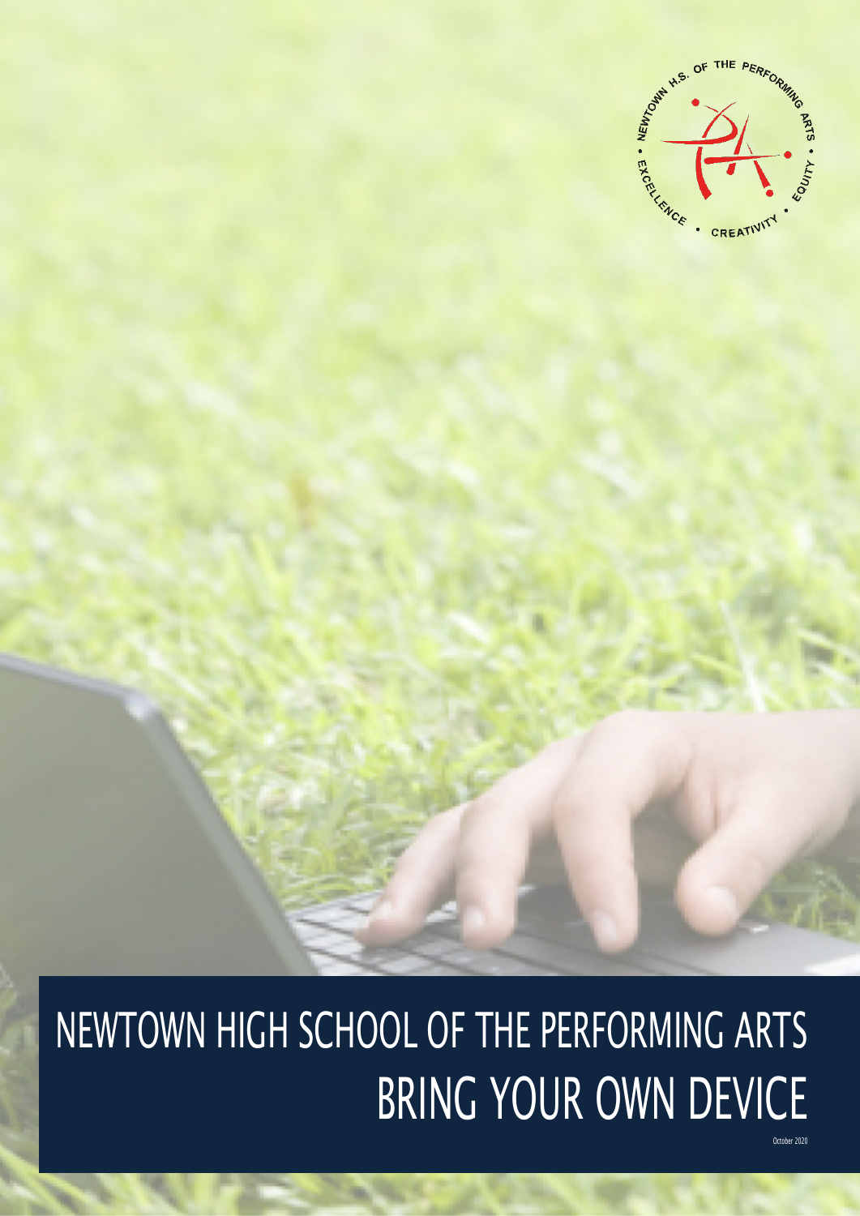# NEWTOWN HIGH SCHOOL OF THE PERFORMING ARTS
# BRING YOUR OWN DEVICE

October 2020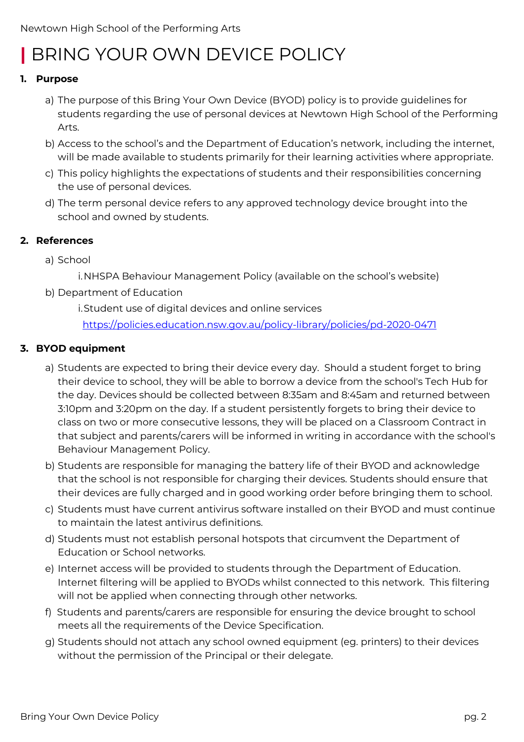# BRING YOUR OWN DEVICE POLICY

## 1. Purpose

a) The purpose of this Bring Your Own Device (BYOD) policy is to provide guidelines for students regarding the use of personal devices at Newtown High School of the Performing Arts.

b) Access to the school's and the Department of Education's network, including the internet, will be made available to students primarily for their learning activities where appropriate.

c) This policy highlights the expectations of students and their responsibilities concerning the use of personal devices.

d) The term personal device refers to any approved technology device brought into the school and owned by students.

## 2. References

a) School

  i. NHSPA Behaviour Management Policy (available on the school's website)

b) Department of Education

  i. Student use of digital devices and online services https://policies.education.nsw.gov.au/policy-library/policies/pd-2020-0471

## 3. BYOD equipment

a) Students are expected to bring their device every day. Should a student forget to bring their device to school, they will be able to borrow a device from the school's Tech Hub for the day. Devices should be collected between 8:35am and 8:45am and returned between 3:10pm and 3:20pm on the day. If a student persistently forgets to bring their device to class on two or more consecutive lessons, they will be placed on a Classroom Contract in that subject and parents/carers will be informed in writing in accordance with the school's Behaviour Management Policy.

b) Students are responsible for managing the battery life of their BYOD and acknowledge that the school is not responsible for charging their devices. Students should ensure that their devices are fully charged and in good working order before bringing them to school.

c) Students must have current antivirus software installed on their BYOD and must continue to maintain the latest antivirus definitions.

d) Students must not establish personal hotspots that circumvent the Department of Education or School networks.

e) Internet access will be provided to students through the Department of Education. Internet filtering will be applied to BYODs whilst connected to this network. This filtering will not be applied when connecting through other networks.

f) Students and parents/carers are responsible for ensuring the device brought to school meets all the requirements of the Device Specification.

g) Students should not attach any school owned equipment (eg. printers) to their devices without the permission of the Principal or their delegate.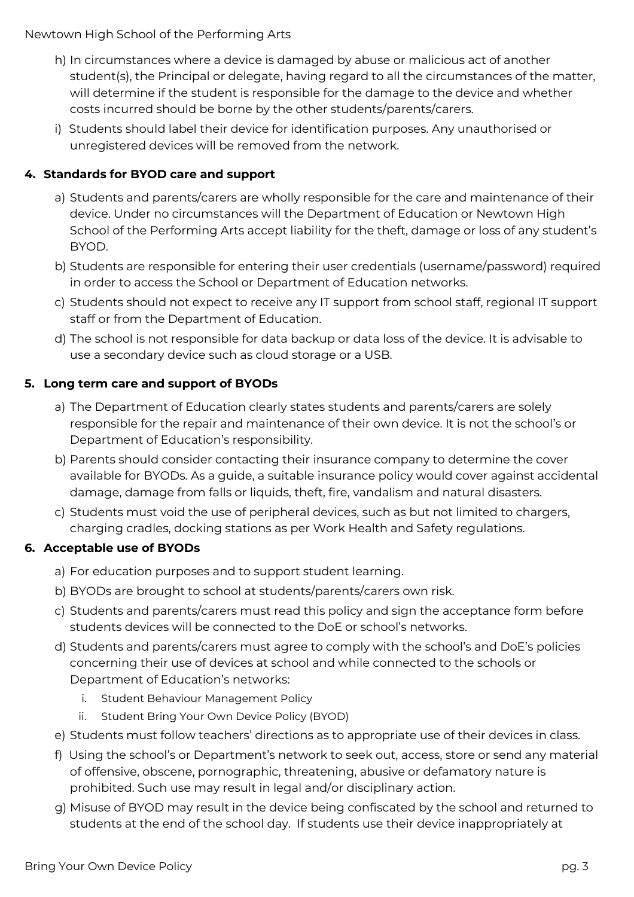h) In circumstances where a device is damaged by abuse or malicious act of another student(s), the Principal or delegate, having regard to all the circumstances of the matter, will determine if the student is responsible for the damage to the device and whether costs incurred should be borne by the other students/parents/carers.

i) Students should label their device for identification purposes. Any unauthorised or unregistered devices will be removed from the network.

**4. Standards for BYOD care and support**

a) Students and parents/carers are wholly responsible for the care and maintenance of their device. Under no circumstances will the Department of Education or Newtown High School of the Performing Arts accept liability for the theft, damage or loss of any student's BYOD.

b) Students are responsible for entering their user credentials (username/password) required in order to access the School or Department of Education networks.

c) Students should not expect to receive any IT support from school staff, regional IT support staff or from the Department of Education.

d) The school is not responsible for data backup or data loss of the device. It is advisable to use a secondary device such as cloud storage or a USB.

**5. Long term care and support of BYODs**

a) The Department of Education clearly states students and parents/carers are solely responsible for the repair and maintenance of their own device. It is not the school's or Department of Education's responsibility.

b) Parents should consider contacting their insurance company to determine the cover available for BYODs. As a guide, a suitable insurance policy would cover against accidental damage, damage from falls or liquids, theft, fire, vandalism and natural disasters.

c) Students must void the use of peripheral devices, such as but not limited to chargers, charging cradles, docking stations as per Work Health and Safety regulations.

**6. Acceptable use of BYODs**

a) For education purposes and to support student learning.

b) BYODs are brought to school at students/parents/carers own risk.

c) Students and parents/carers must read this policy and sign the acceptance form before students devices will be connected to the DoE or school's networks.

d) Students and parents/carers must agree to comply with the school's and DoE's policies concerning their use of devices at school and while connected to the schools or Department of Education's networks:

   i. Student Behaviour Management Policy
   ii. Student Bring Your Own Device Policy (BYOD)

e) Students must follow teachers' directions as to appropriate use of their devices in class.

f) Using the school's or Department's network to seek out, access, store or send any material of offensive, obscene, pornographic, threatening, abusive or defamatory nature is prohibited. Such use may result in legal and/or disciplinary action.

g) Misuse of BYOD may result in the device being confiscated by the school and returned to students at the end of the school day. If students use their device inappropriately at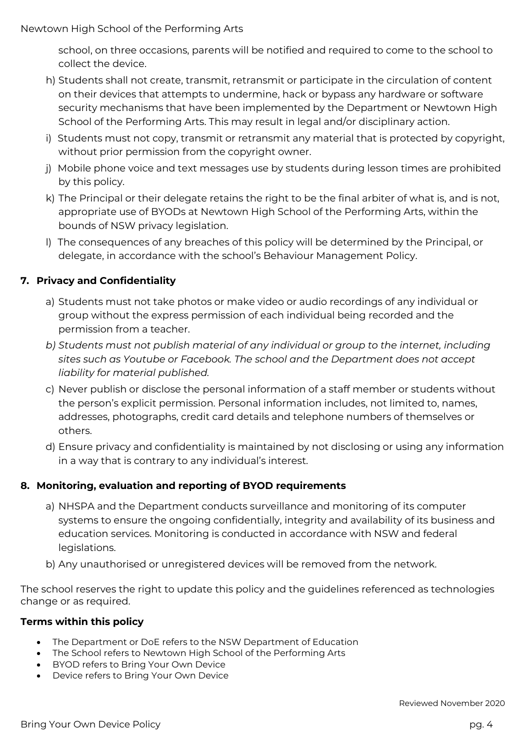school, on three occasions, parents will be notified and required to come to the school to collect the device.

h) Students shall not create, transmit, retransmit or participate in the circulation of content on their devices that attempts to undermine, hack or bypass any hardware or software security mechanisms that have been implemented by the Department or Newtown High School of the Performing Arts. This may result in legal and/or disciplinary action.

i) Students must not copy, transmit or retransmit any material that is protected by copyright, without prior permission from the copyright owner.

j) Mobile phone voice and text messages use by students during lesson times are prohibited by this policy.

k) The Principal or their delegate retains the right to be the final arbiter of what is, and is not, appropriate use of BYODs at Newtown High School of the Performing Arts, within the bounds of NSW privacy legislation.

l) The consequences of any breaches of this policy will be determined by the Principal, or delegate, in accordance with the school's Behaviour Management Policy.

**7. Privacy and Confidentiality**

a) Students must not take photos or make video or audio recordings of any individual or group without the express permission of each individual being recorded and the permission from a teacher.

*b) Students must not publish material of any individual or group to the internet, including sites such as Youtube or Facebook. The school and the Department does not accept liability for material published.*

c) Never publish or disclose the personal information of a staff member or students without the person's explicit permission. Personal information includes, not limited to, names, addresses, photographs, credit card details and telephone numbers of themselves or others.

d) Ensure privacy and confidentiality is maintained by not disclosing or using any information in a way that is contrary to any individual's interest.

**8. Monitoring, evaluation and reporting of BYOD requirements**

a) NHSPA and the Department conducts surveillance and monitoring of its computer systems to ensure the ongoing confidentially, integrity and availability of its business and education services. Monitoring is conducted in accordance with NSW and federal legislations.

b) Any unauthorised or unregistered devices will be removed from the network.

The school reserves the right to update this policy and the guidelines referenced as technologies change or as required.

**Terms within this policy**

- The Department or DoE refers to the NSW Department of Education
- The School refers to Newtown High School of the Performing Arts
- BYOD refers to Bring Your Own Device
- Device refers to Bring Your Own Device

Reviewed November 2020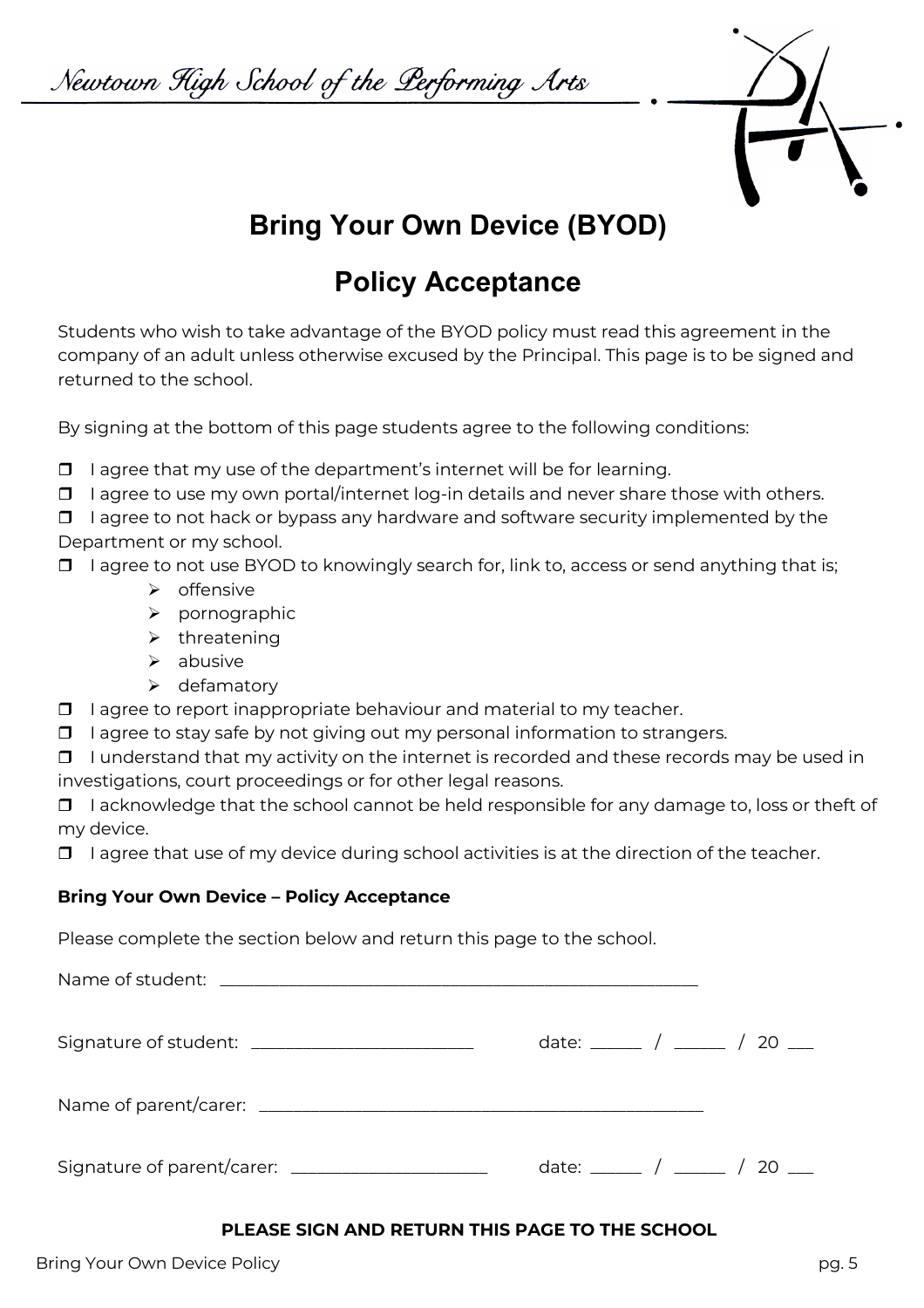Newtown High School of the Performing Arts

# Bring Your Own Device (BYOD)

# Policy Acceptance

Students who wish to take advantage of the BYOD policy must read this agreement in the company of an adult unless otherwise excused by the Principal. This page is to be signed and returned to the school.

By signing at the bottom of this page students agree to the following conditions:

- ❒ I agree that my use of the department's internet will be for learning.
- ❒ I agree to use my own portal/internet log-in details and never share those with others.
- ❒ I agree to not hack or bypass any hardware and software security implemented by the Department or my school.
- ❒ I agree to not use BYOD to knowingly search for, link to, access or send anything that is;
  - offensive
  - pornographic
  - threatening
  - abusive
  - defamatory
- ❒ I agree to report inappropriate behaviour and material to my teacher.
- ❒ I agree to stay safe by not giving out my personal information to strangers.
- ❒ I understand that my activity on the internet is recorded and these records may be used in investigations, court proceedings or for other legal reasons.
- ❒ I acknowledge that the school cannot be held responsible for any damage to, loss or theft of my device.
- ❒ I agree that use of my device during school activities is at the direction of the teacher.

**Bring Your Own Device – Policy Acceptance**

Please complete the section below and return this page to the school.

Name of student: ____________________________________________________

Signature of student: _______________________ date: _____ / _____ / 20 ___

Name of parent/carer: ________________________________________________

Signature of parent/carer: _____________________ date: _____ / _____ / 20 ___

**PLEASE SIGN AND RETURN THIS PAGE TO THE SCHOOL**